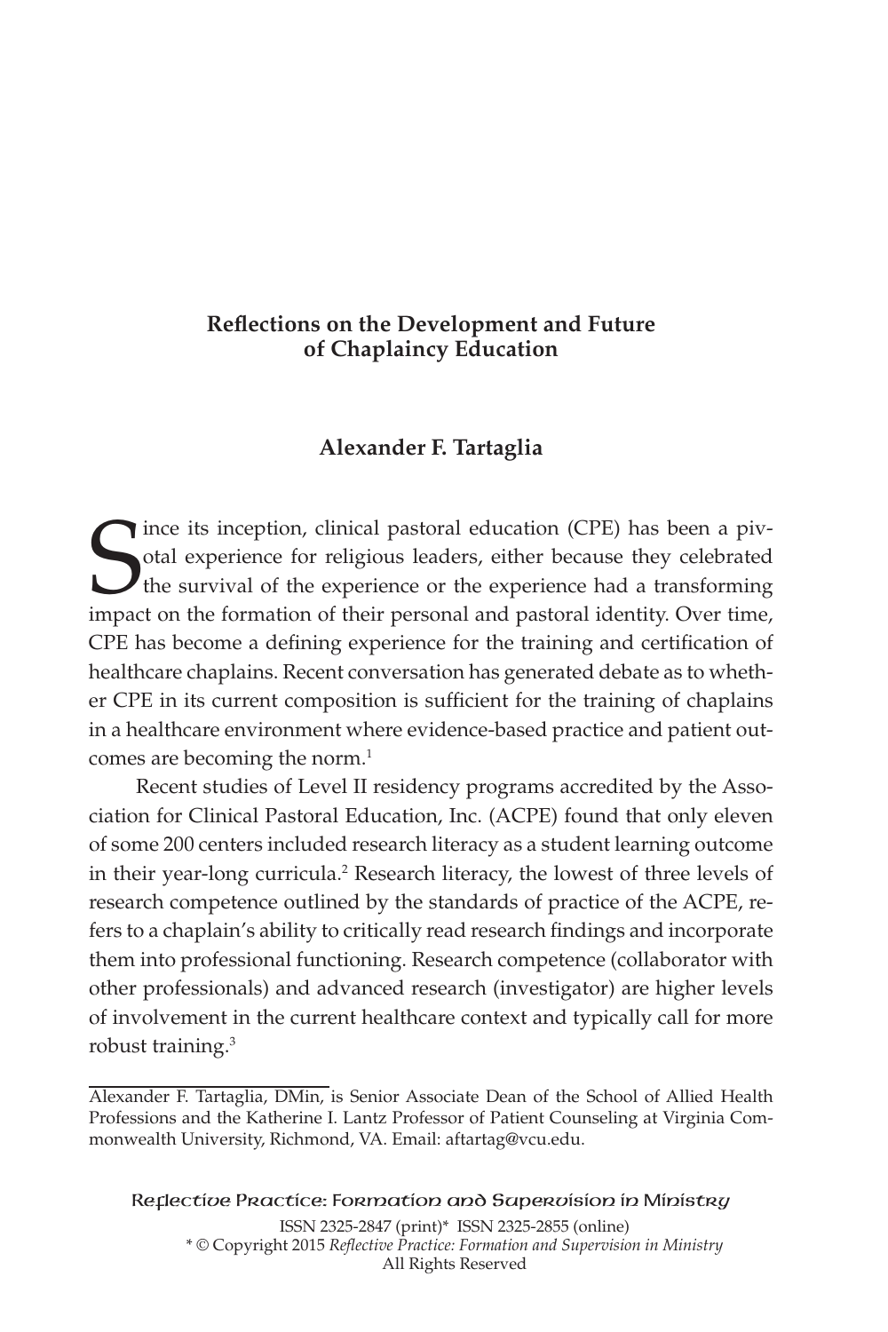# Reflections on the Development and Future of Chaplaincy Education

**Alexander F. Tartaglia**

Since its inception, clinical pastoral education (CPE) has been a pivotal experience for religious leaders, either because they celebrated the survival of the experience or the experience had a transforming impact on the formation of their personal and pastoral identity. Over time, CPE has become a defining experience for the training and certification of healthcare chaplains. Recent conversation has generated debate as to whether CPE in its current composition is sufficient for the training of chaplains in a healthcare environment where evidence-based practice and patient outcomes are becoming the norm.[1]

Recent studies of Level II residency programs accredited by the Association for Clinical Pastoral Education, Inc. (ACPE) found that only eleven of some 200 centers included research literacy as a student learning outcome in their year-long curricula.[2] Research literacy, the lowest of three levels of research competence outlined by the standards of practice of the ACPE, refers to a chaplain's ability to critically read research findings and incorporate them into professional functioning. Research competence (collaborator with other professionals) and advanced research (investigator) are higher levels of involvement in the current healthcare context and typically call for more robust training.[3]

---

Alexander F. Tartaglia, DMin, is Senior Associate Dean of the School of Allied Health Professions and the Katherine I. Lantz Professor of Patient Counseling at Virginia Commonwealth University, Richmond, VA. Email: aftartag@vcu.edu.

Reflective Practice: Formation and Supervision in Ministry

ISSN 2325-2847 (print)* ISSN 2325-2855 (online)
* © Copyright 2015 *Reflective Practice: Formation and Supervision in Ministry*
All Rights Reserved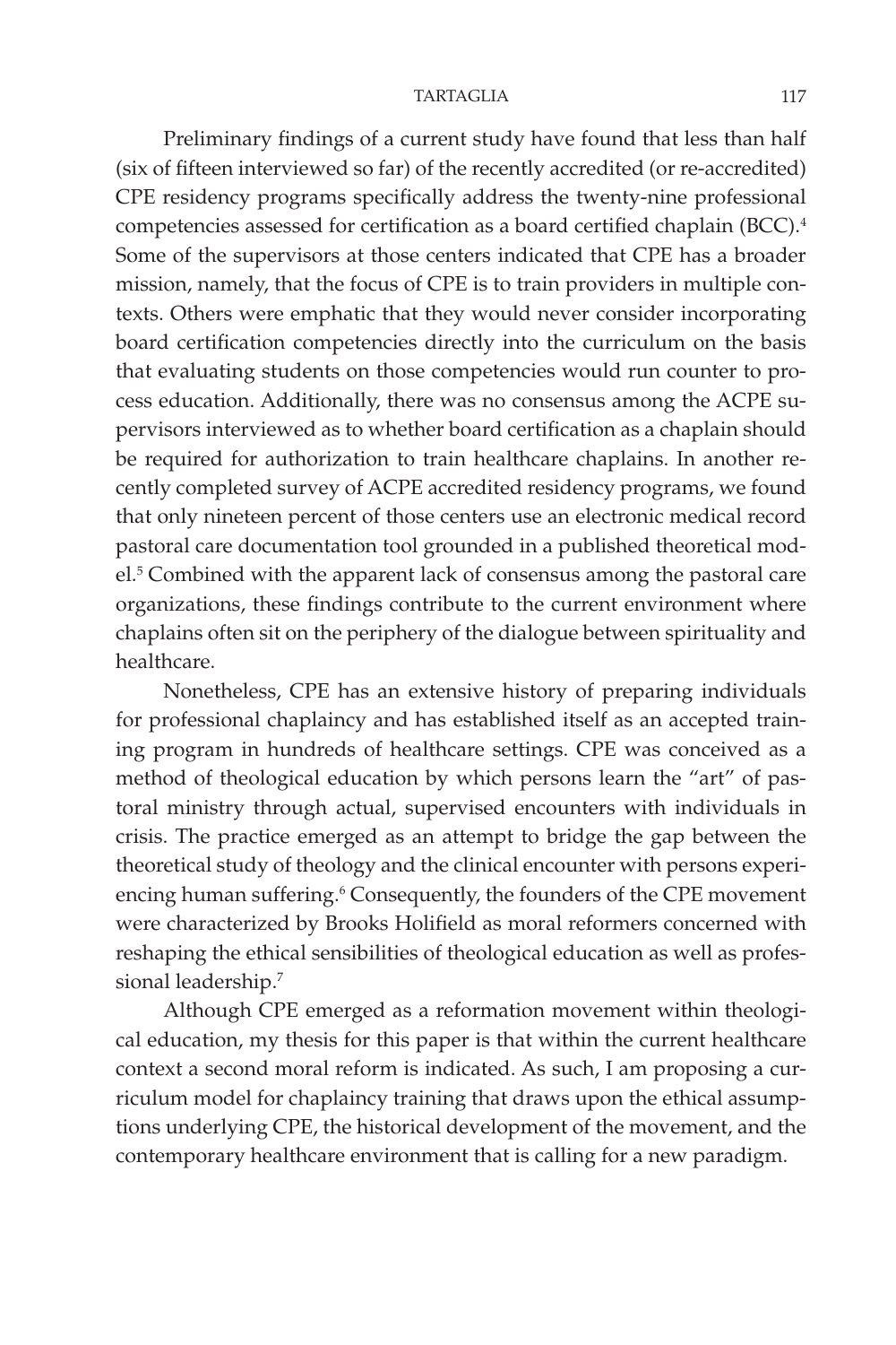Preliminary findings of a current study have found that less than half (six of fifteen interviewed so far) of the recently accredited (or re-accredited) CPE residency programs specifically address the twenty-nine professional competencies assessed for certification as a board certified chaplain (BCC).[4] Some of the supervisors at those centers indicated that CPE has a broader mission, namely, that the focus of CPE is to train providers in multiple contexts. Others were emphatic that they would never consider incorporating board certification competencies directly into the curriculum on the basis that evaluating students on those competencies would run counter to process education. Additionally, there was no consensus among the ACPE supervisors interviewed as to whether board certification as a chaplain should be required for authorization to train healthcare chaplains. In another recently completed survey of ACPE accredited residency programs, we found that only nineteen percent of those centers use an electronic medical record pastoral care documentation tool grounded in a published theoretical model.[5] Combined with the apparent lack of consensus among the pastoral care organizations, these findings contribute to the current environment where chaplains often sit on the periphery of the dialogue between spirituality and healthcare.

Nonetheless, CPE has an extensive history of preparing individuals for professional chaplaincy and has established itself as an accepted training program in hundreds of healthcare settings. CPE was conceived as a method of theological education by which persons learn the "art" of pastoral ministry through actual, supervised encounters with individuals in crisis. The practice emerged as an attempt to bridge the gap between the theoretical study of theology and the clinical encounter with persons experiencing human suffering.[6] Consequently, the founders of the CPE movement were characterized by Brooks Holifield as moral reformers concerned with reshaping the ethical sensibilities of theological education as well as professional leadership.[7]

Although CPE emerged as a reformation movement within theological education, my thesis for this paper is that within the current healthcare context a second moral reform is indicated. As such, I am proposing a curriculum model for chaplaincy training that draws upon the ethical assumptions underlying CPE, the historical development of the movement, and the contemporary healthcare environment that is calling for a new paradigm.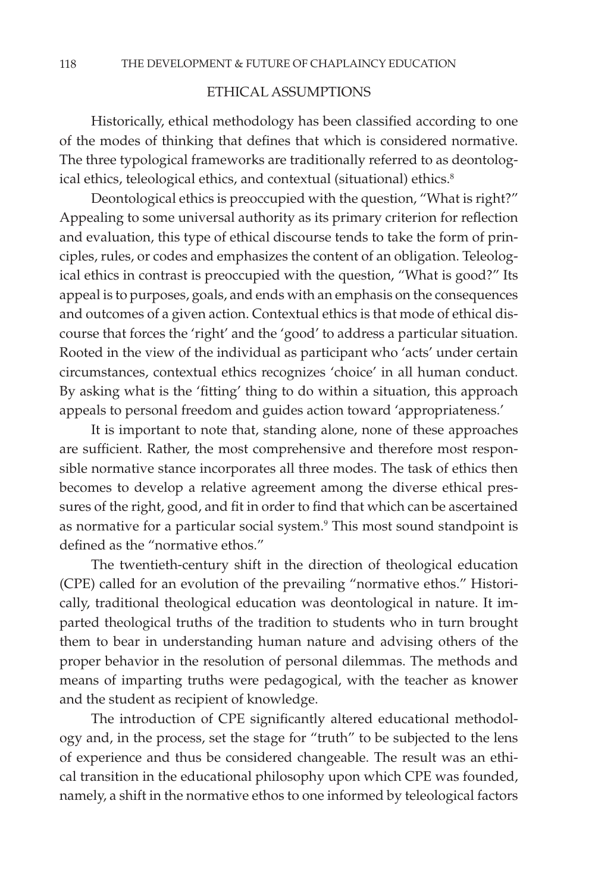## ETHICAL ASSUMPTIONS

Historically, ethical methodology has been classified according to one of the modes of thinking that defines that which is considered normative. The three typological frameworks are traditionally referred to as deontological ethics, teleological ethics, and contextual (situational) ethics.[8]

Deontological ethics is preoccupied with the question, "What is right?" Appealing to some universal authority as its primary criterion for reflection and evaluation, this type of ethical discourse tends to take the form of principles, rules, or codes and emphasizes the content of an obligation. Teleological ethics in contrast is preoccupied with the question, "What is good?" Its appeal is to purposes, goals, and ends with an emphasis on the consequences and outcomes of a given action. Contextual ethics is that mode of ethical discourse that forces the 'right' and the 'good' to address a particular situation. Rooted in the view of the individual as participant who 'acts' under certain circumstances, contextual ethics recognizes 'choice' in all human conduct. By asking what is the 'fitting' thing to do within a situation, this approach appeals to personal freedom and guides action toward 'appropriateness.'

It is important to note that, standing alone, none of these approaches are sufficient. Rather, the most comprehensive and therefore most responsible normative stance incorporates all three modes. The task of ethics then becomes to develop a relative agreement among the diverse ethical pressures of the right, good, and fit in order to find that which can be ascertained as normative for a particular social system.[9] This most sound standpoint is defined as the "normative ethos."

The twentieth-century shift in the direction of theological education (CPE) called for an evolution of the prevailing "normative ethos." Historically, traditional theological education was deontological in nature. It imparted theological truths of the tradition to students who in turn brought them to bear in understanding human nature and advising others of the proper behavior in the resolution of personal dilemmas. The methods and means of imparting truths were pedagogical, with the teacher as knower and the student as recipient of knowledge.

The introduction of CPE significantly altered educational methodology and, in the process, set the stage for "truth" to be subjected to the lens of experience and thus be considered changeable. The result was an ethical transition in the educational philosophy upon which CPE was founded, namely, a shift in the normative ethos to one informed by teleological factors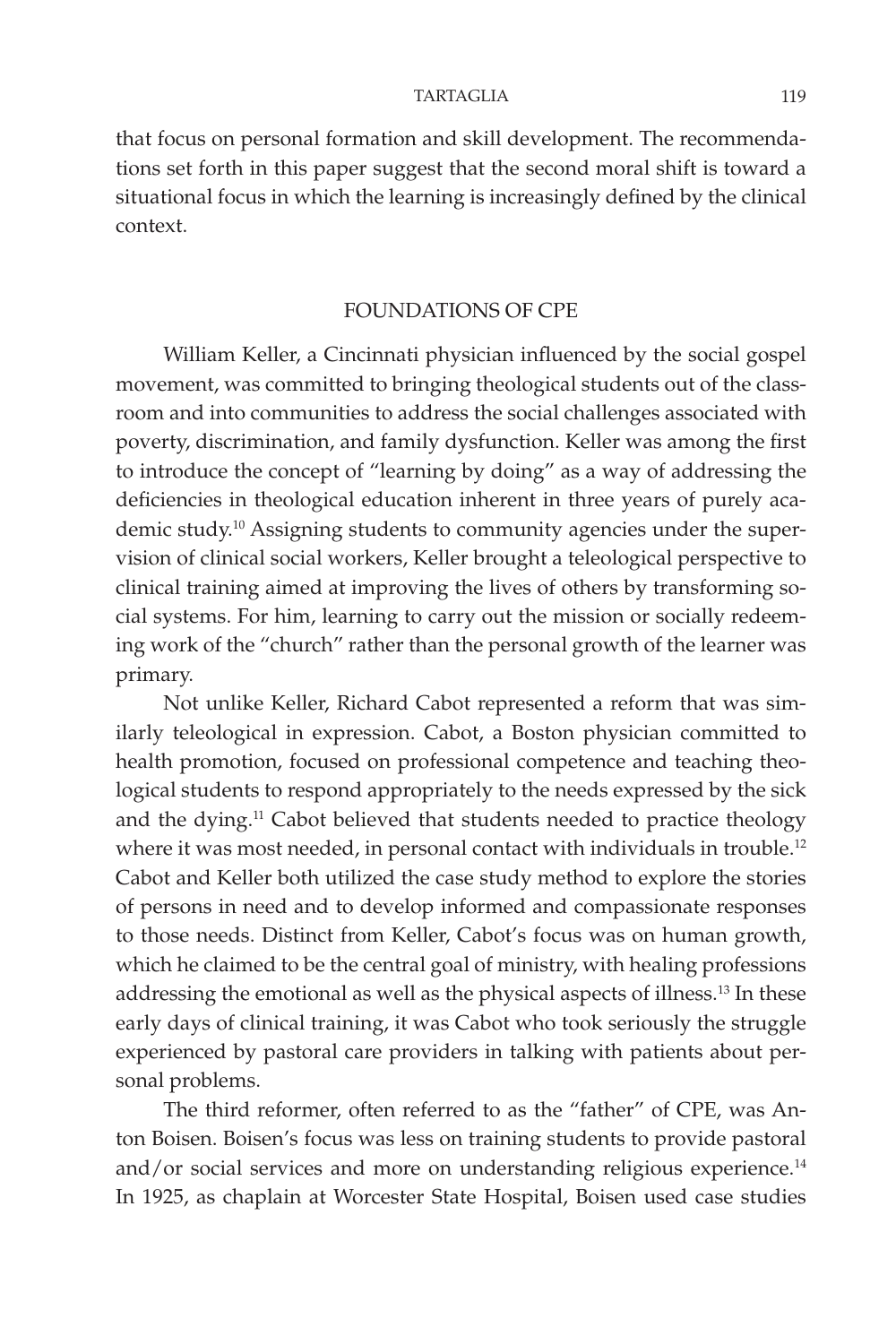that focus on personal formation and skill development. The recommendations set forth in this paper suggest that the second moral shift is toward a situational focus in which the learning is increasingly defined by the clinical context.

## FOUNDATIONS OF CPE

William Keller, a Cincinnati physician influenced by the social gospel movement, was committed to bringing theological students out of the classroom and into communities to address the social challenges associated with poverty, discrimination, and family dysfunction. Keller was among the first to introduce the concept of "learning by doing" as a way of addressing the deficiencies in theological education inherent in three years of purely academic study.[10] Assigning students to community agencies under the supervision of clinical social workers, Keller brought a teleological perspective to clinical training aimed at improving the lives of others by transforming social systems. For him, learning to carry out the mission or socially redeeming work of the "church" rather than the personal growth of the learner was primary.

Not unlike Keller, Richard Cabot represented a reform that was similarly teleological in expression. Cabot, a Boston physician committed to health promotion, focused on professional competence and teaching theological students to respond appropriately to the needs expressed by the sick and the dying.[11] Cabot believed that students needed to practice theology where it was most needed, in personal contact with individuals in trouble.[12] Cabot and Keller both utilized the case study method to explore the stories of persons in need and to develop informed and compassionate responses to those needs. Distinct from Keller, Cabot's focus was on human growth, which he claimed to be the central goal of ministry, with healing professions addressing the emotional as well as the physical aspects of illness.[13] In these early days of clinical training, it was Cabot who took seriously the struggle experienced by pastoral care providers in talking with patients about personal problems.

The third reformer, often referred to as the "father" of CPE, was Anton Boisen. Boisen's focus was less on training students to provide pastoral and/or social services and more on understanding religious experience.[14] In 1925, as chaplain at Worcester State Hospital, Boisen used case studies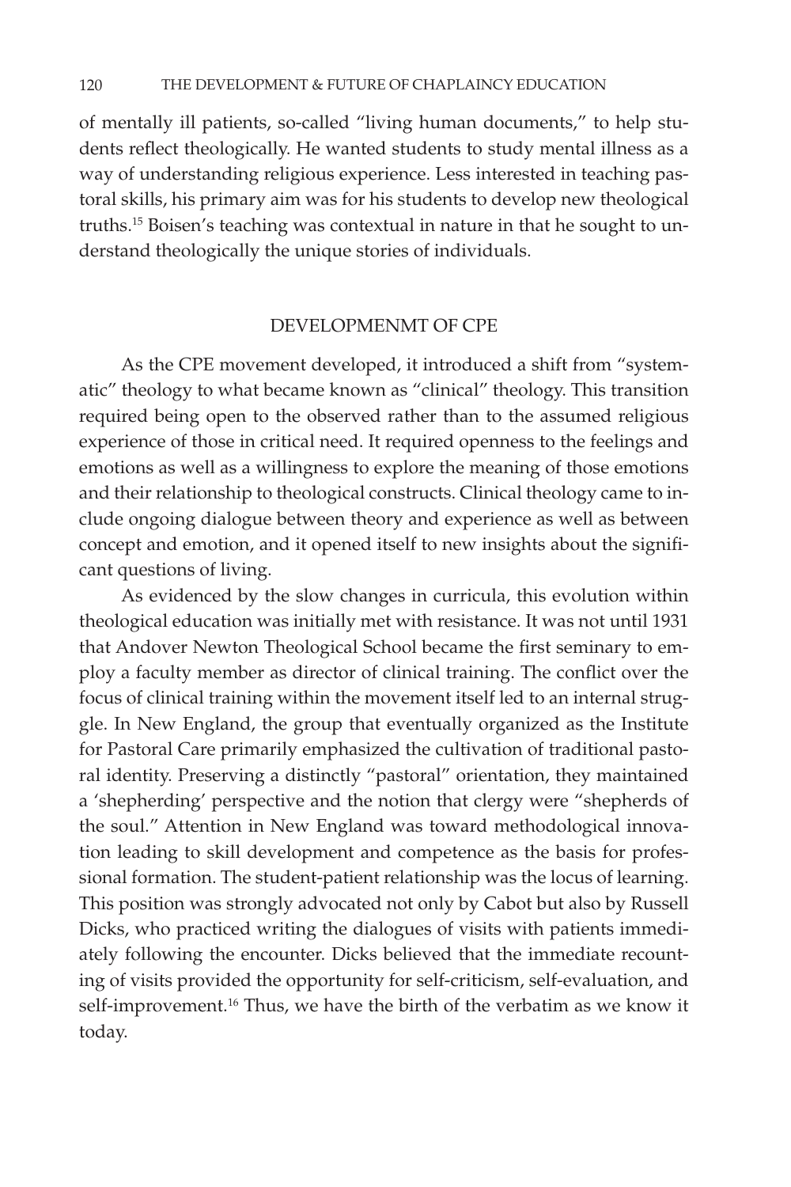of mentally ill patients, so-called "living human documents," to help students reflect theologically. He wanted students to study mental illness as a way of understanding religious experience. Less interested in teaching pastoral skills, his primary aim was for his students to develop new theological truths.[15] Boisen's teaching was contextual in nature in that he sought to understand theologically the unique stories of individuals.

## DEVELOPMENMT OF CPE

As the CPE movement developed, it introduced a shift from "systematic" theology to what became known as "clinical" theology. This transition required being open to the observed rather than to the assumed religious experience of those in critical need. It required openness to the feelings and emotions as well as a willingness to explore the meaning of those emotions and their relationship to theological constructs. Clinical theology came to include ongoing dialogue between theory and experience as well as between concept and emotion, and it opened itself to new insights about the significant questions of living.

As evidenced by the slow changes in curricula, this evolution within theological education was initially met with resistance. It was not until 1931 that Andover Newton Theological School became the first seminary to employ a faculty member as director of clinical training. The conflict over the focus of clinical training within the movement itself led to an internal struggle. In New England, the group that eventually organized as the Institute for Pastoral Care primarily emphasized the cultivation of traditional pastoral identity. Preserving a distinctly "pastoral" orientation, they maintained a 'shepherding' perspective and the notion that clergy were "shepherds of the soul." Attention in New England was toward methodological innovation leading to skill development and competence as the basis for professional formation. The student-patient relationship was the locus of learning. This position was strongly advocated not only by Cabot but also by Russell Dicks, who practiced writing the dialogues of visits with patients immediately following the encounter. Dicks believed that the immediate recounting of visits provided the opportunity for self-criticism, self-evaluation, and self-improvement.[16] Thus, we have the birth of the verbatim as we know it today.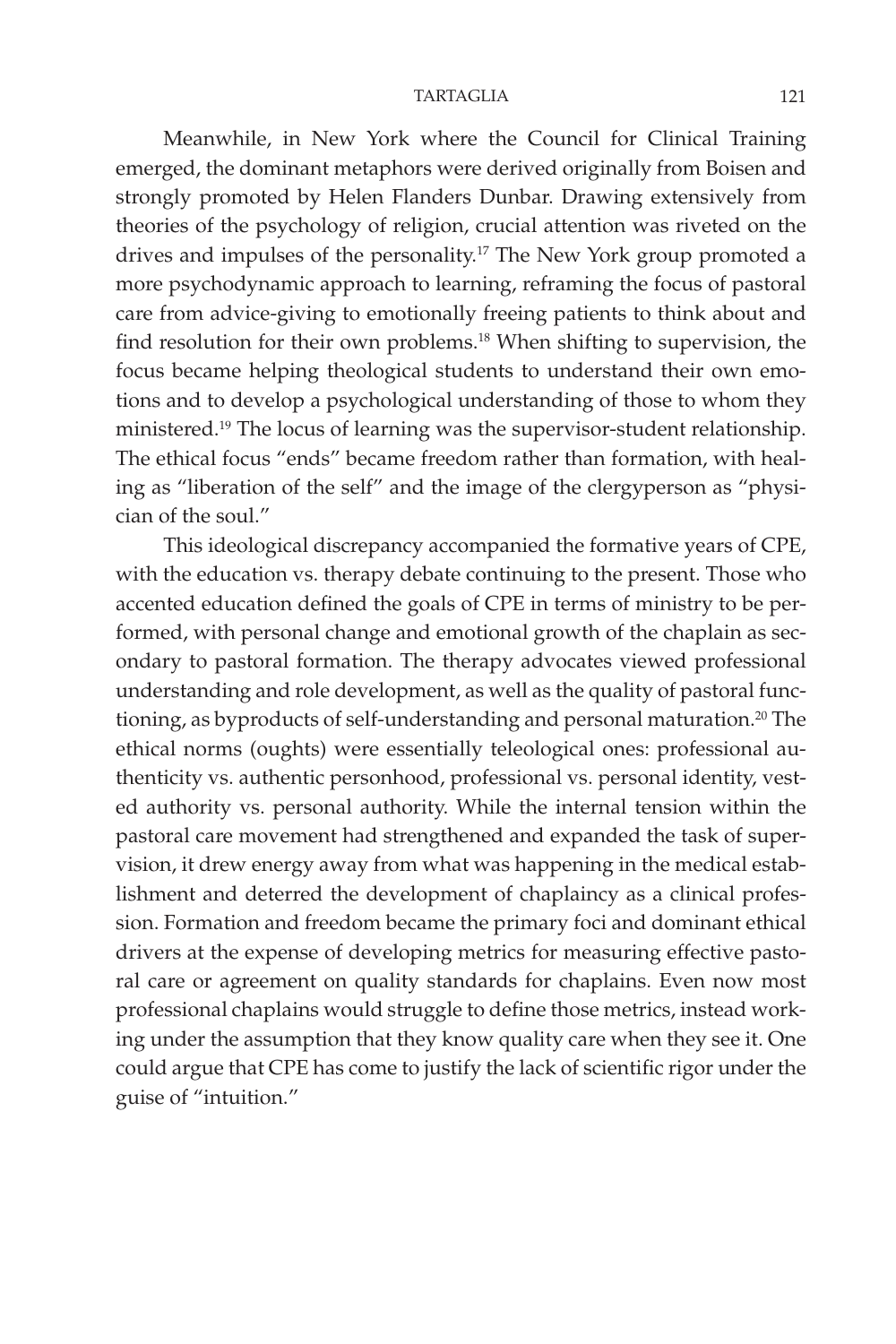Meanwhile, in New York where the Council for Clinical Training emerged, the dominant metaphors were derived originally from Boisen and strongly promoted by Helen Flanders Dunbar. Drawing extensively from theories of the psychology of religion, crucial attention was riveted on the drives and impulses of the personality.[17] The New York group promoted a more psychodynamic approach to learning, reframing the focus of pastoral care from advice-giving to emotionally freeing patients to think about and find resolution for their own problems.[18] When shifting to supervision, the focus became helping theological students to understand their own emotions and to develop a psychological understanding of those to whom they ministered.[19] The locus of learning was the supervisor-student relationship. The ethical focus "ends" became freedom rather than formation, with healing as "liberation of the self" and the image of the clergyperson as "physician of the soul."

This ideological discrepancy accompanied the formative years of CPE, with the education vs. therapy debate continuing to the present. Those who accented education defined the goals of CPE in terms of ministry to be performed, with personal change and emotional growth of the chaplain as secondary to pastoral formation. The therapy advocates viewed professional understanding and role development, as well as the quality of pastoral functioning, as byproducts of self-understanding and personal maturation.[20] The ethical norms (oughts) were essentially teleological ones: professional authenticity vs. authentic personhood, professional vs. personal identity, vested authority vs. personal authority. While the internal tension within the pastoral care movement had strengthened and expanded the task of supervision, it drew energy away from what was happening in the medical establishment and deterred the development of chaplaincy as a clinical profession. Formation and freedom became the primary foci and dominant ethical drivers at the expense of developing metrics for measuring effective pastoral care or agreement on quality standards for chaplains. Even now most professional chaplains would struggle to define those metrics, instead working under the assumption that they know quality care when they see it. One could argue that CPE has come to justify the lack of scientific rigor under the guise of "intuition."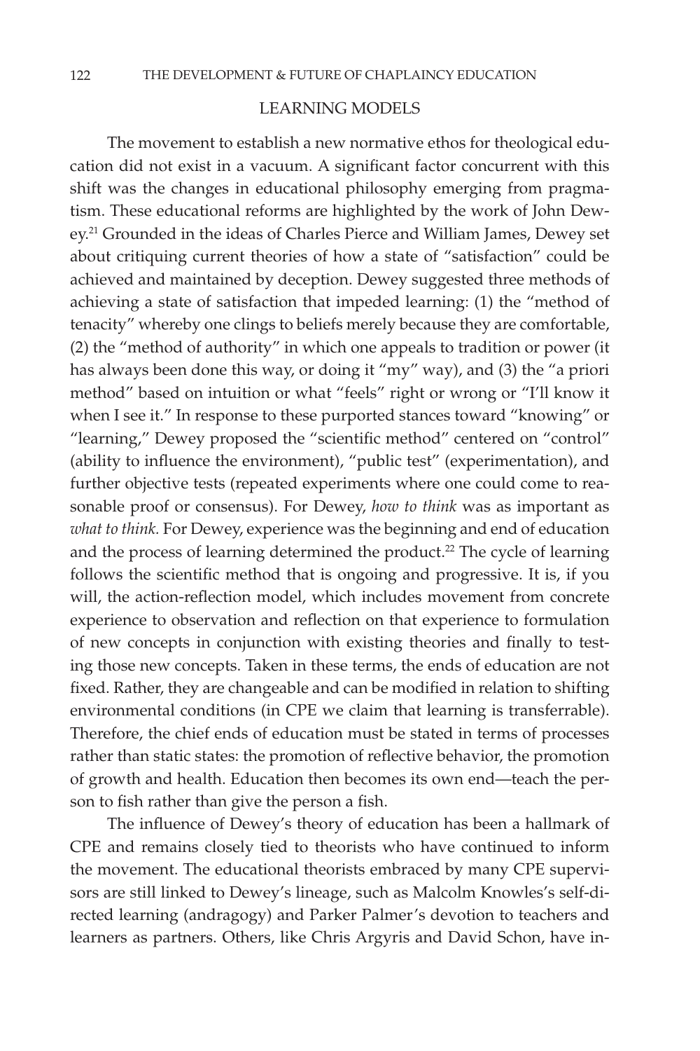## LEARNING MODELS

The movement to establish a new normative ethos for theological education did not exist in a vacuum. A significant factor concurrent with this shift was the changes in educational philosophy emerging from pragmatism. These educational reforms are highlighted by the work of John Dewey.[21] Grounded in the ideas of Charles Pierce and William James, Dewey set about critiquing current theories of how a state of "satisfaction" could be achieved and maintained by deception. Dewey suggested three methods of achieving a state of satisfaction that impeded learning: (1) the "method of tenacity" whereby one clings to beliefs merely because they are comfortable, (2) the "method of authority" in which one appeals to tradition or power (it has always been done this way, or doing it "my" way), and (3) the "a priori method" based on intuition or what "feels" right or wrong or "I'll know it when I see it." In response to these purported stances toward "knowing" or "learning," Dewey proposed the "scientific method" centered on "control" (ability to influence the environment), "public test" (experimentation), and further objective tests (repeated experiments where one could come to reasonable proof or consensus). For Dewey, *how to think* was as important as *what to think.* For Dewey, experience was the beginning and end of education and the process of learning determined the product.[22] The cycle of learning follows the scientific method that is ongoing and progressive. It is, if you will, the action-reflection model, which includes movement from concrete experience to observation and reflection on that experience to formulation of new concepts in conjunction with existing theories and finally to testing those new concepts. Taken in these terms, the ends of education are not fixed. Rather, they are changeable and can be modified in relation to shifting environmental conditions (in CPE we claim that learning is transferrable). Therefore, the chief ends of education must be stated in terms of processes rather than static states: the promotion of reflective behavior, the promotion of growth and health. Education then becomes its own end—teach the person to fish rather than give the person a fish.

The influence of Dewey's theory of education has been a hallmark of CPE and remains closely tied to theorists who have continued to inform the movement. The educational theorists embraced by many CPE supervisors are still linked to Dewey's lineage, such as Malcolm Knowles's self-directed learning (andragogy) and Parker Palmer's devotion to teachers and learners as partners. Others, like Chris Argyris and David Schon, have in-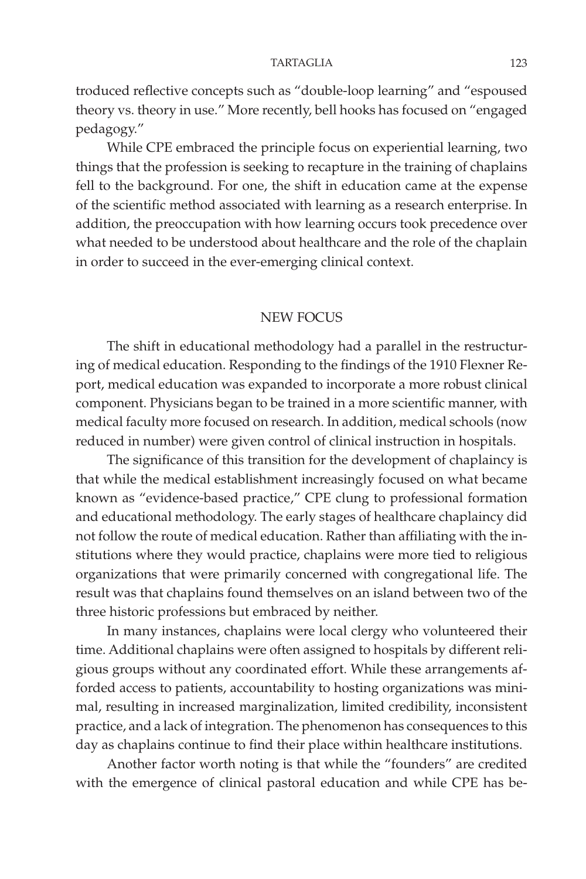troduced reflective concepts such as "double-loop learning" and "espoused theory vs. theory in use." More recently, bell hooks has focused on "engaged pedagogy."

While CPE embraced the principle focus on experiential learning, two things that the profession is seeking to recapture in the training of chaplains fell to the background. For one, the shift in education came at the expense of the scientific method associated with learning as a research enterprise. In addition, the preoccupation with how learning occurs took precedence over what needed to be understood about healthcare and the role of the chaplain in order to succeed in the ever-emerging clinical context.

## NEW FOCUS

The shift in educational methodology had a parallel in the restructuring of medical education. Responding to the findings of the 1910 Flexner Report, medical education was expanded to incorporate a more robust clinical component. Physicians began to be trained in a more scientific manner, with medical faculty more focused on research. In addition, medical schools (now reduced in number) were given control of clinical instruction in hospitals.

The significance of this transition for the development of chaplaincy is that while the medical establishment increasingly focused on what became known as "evidence-based practice," CPE clung to professional formation and educational methodology. The early stages of healthcare chaplaincy did not follow the route of medical education. Rather than affiliating with the institutions where they would practice, chaplains were more tied to religious organizations that were primarily concerned with congregational life. The result was that chaplains found themselves on an island between two of the three historic professions but embraced by neither.

In many instances, chaplains were local clergy who volunteered their time. Additional chaplains were often assigned to hospitals by different religious groups without any coordinated effort. While these arrangements afforded access to patients, accountability to hosting organizations was minimal, resulting in increased marginalization, limited credibility, inconsistent practice, and a lack of integration. The phenomenon has consequences to this day as chaplains continue to find their place within healthcare institutions.

Another factor worth noting is that while the "founders" are credited with the emergence of clinical pastoral education and while CPE has be-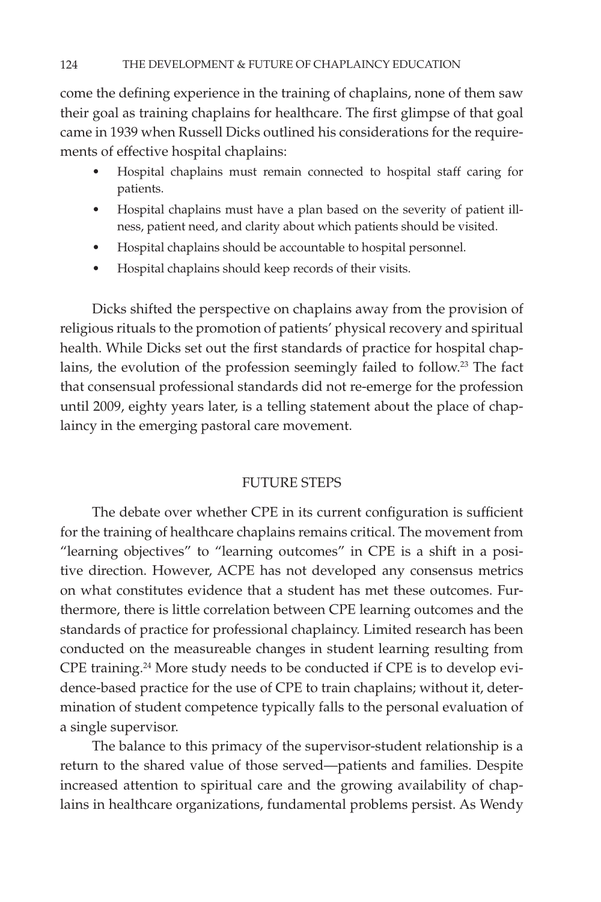come the defining experience in the training of chaplains, none of them saw their goal as training chaplains for healthcare. The first glimpse of that goal came in 1939 when Russell Dicks outlined his considerations for the requirements of effective hospital chaplains:

- Hospital chaplains must remain connected to hospital staff caring for patients.
- Hospital chaplains must have a plan based on the severity of patient illness, patient need, and clarity about which patients should be visited.
- Hospital chaplains should be accountable to hospital personnel.
- Hospital chaplains should keep records of their visits.

Dicks shifted the perspective on chaplains away from the provision of religious rituals to the promotion of patients' physical recovery and spiritual health. While Dicks set out the first standards of practice for hospital chaplains, the evolution of the profession seemingly failed to follow.[23] The fact that consensual professional standards did not re-emerge for the profession until 2009, eighty years later, is a telling statement about the place of chaplaincy in the emerging pastoral care movement.

## FUTURE STEPS

The debate over whether CPE in its current configuration is sufficient for the training of healthcare chaplains remains critical. The movement from "learning objectives" to "learning outcomes" in CPE is a shift in a positive direction. However, ACPE has not developed any consensus metrics on what constitutes evidence that a student has met these outcomes. Furthermore, there is little correlation between CPE learning outcomes and the standards of practice for professional chaplaincy. Limited research has been conducted on the measureable changes in student learning resulting from CPE training.[24] More study needs to be conducted if CPE is to develop evidence-based practice for the use of CPE to train chaplains; without it, determination of student competence typically falls to the personal evaluation of a single supervisor.

The balance to this primacy of the supervisor-student relationship is a return to the shared value of those served—patients and families. Despite increased attention to spiritual care and the growing availability of chaplains in healthcare organizations, fundamental problems persist. As Wendy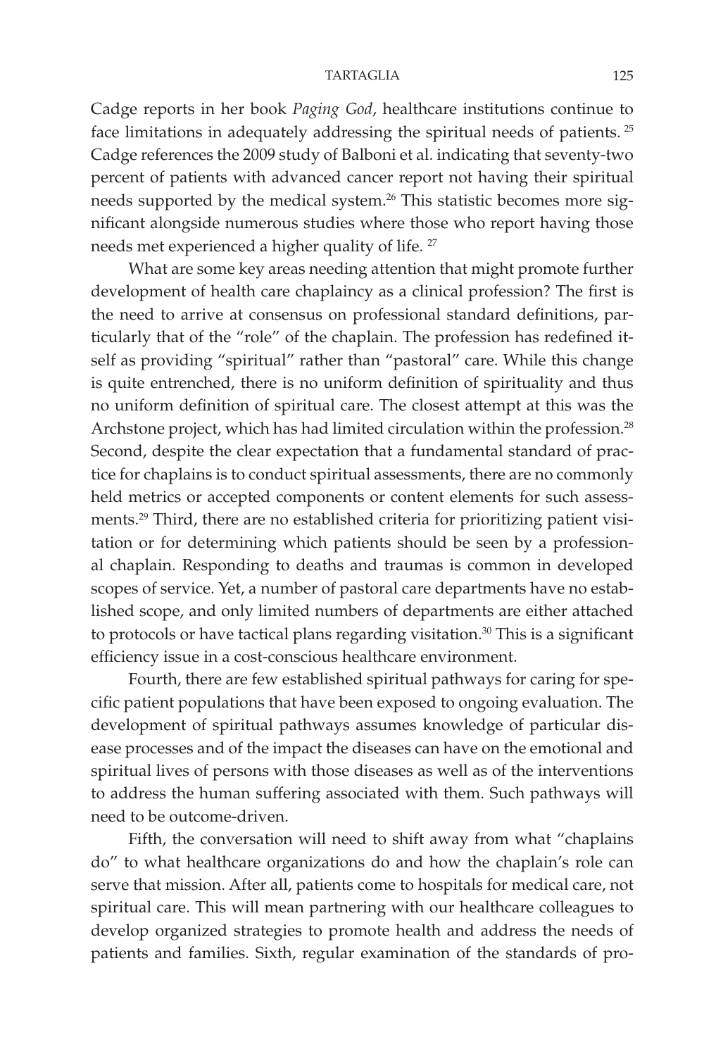Cadge reports in her book *Paging God*, healthcare institutions continue to face limitations in adequately addressing the spiritual needs of patients. [25] Cadge references the 2009 study of Balboni et al. indicating that seventy-two percent of patients with advanced cancer report not having their spiritual needs supported by the medical system.[26] This statistic becomes more significant alongside numerous studies where those who report having those needs met experienced a higher quality of life. [27]

What are some key areas needing attention that might promote further development of health care chaplaincy as a clinical profession? The first is the need to arrive at consensus on professional standard definitions, particularly that of the "role" of the chaplain. The profession has redefined itself as providing "spiritual" rather than "pastoral" care. While this change is quite entrenched, there is no uniform definition of spirituality and thus no uniform definition of spiritual care. The closest attempt at this was the Archstone project, which has had limited circulation within the profession.[28] Second, despite the clear expectation that a fundamental standard of practice for chaplains is to conduct spiritual assessments, there are no commonly held metrics or accepted components or content elements for such assessments.[29] Third, there are no established criteria for prioritizing patient visitation or for determining which patients should be seen by a professional chaplain. Responding to deaths and traumas is common in developed scopes of service. Yet, a number of pastoral care departments have no established scope, and only limited numbers of departments are either attached to protocols or have tactical plans regarding visitation.[30] This is a significant efficiency issue in a cost-conscious healthcare environment.

Fourth, there are few established spiritual pathways for caring for specific patient populations that have been exposed to ongoing evaluation. The development of spiritual pathways assumes knowledge of particular disease processes and of the impact the diseases can have on the emotional and spiritual lives of persons with those diseases as well as of the interventions to address the human suffering associated with them. Such pathways will need to be outcome-driven.

Fifth, the conversation will need to shift away from what "chaplains do" to what healthcare organizations do and how the chaplain's role can serve that mission. After all, patients come to hospitals for medical care, not spiritual care. This will mean partnering with our healthcare colleagues to develop organized strategies to promote health and address the needs of patients and families. Sixth, regular examination of the standards of pro-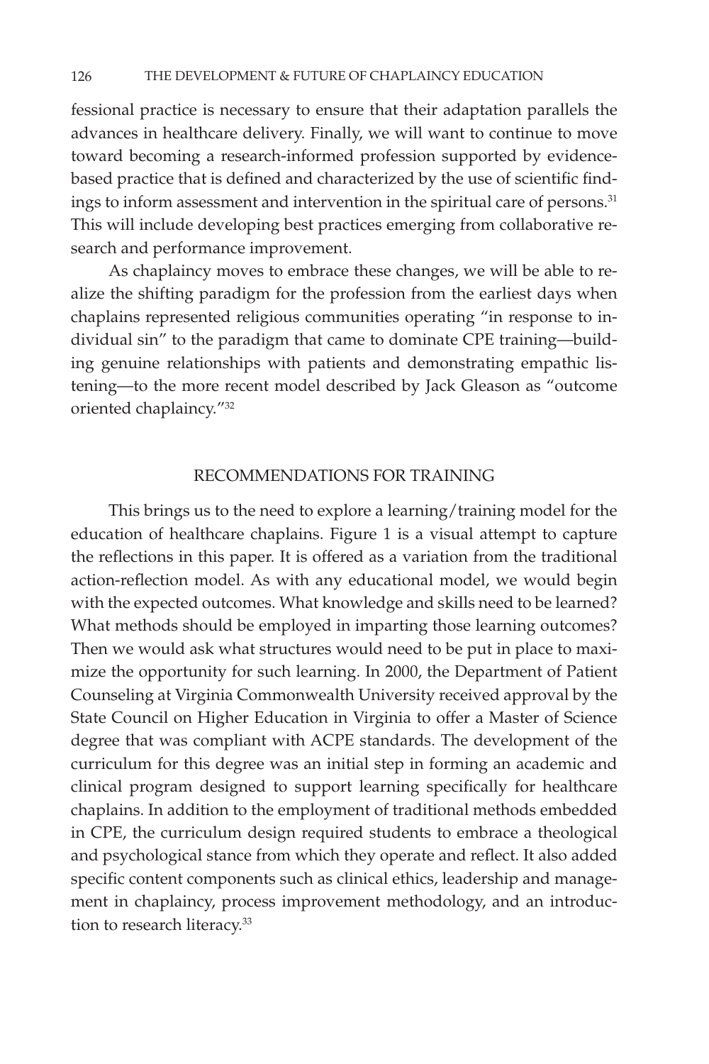fessional practice is necessary to ensure that their adaptation parallels the advances in healthcare delivery. Finally, we will want to continue to move toward becoming a research-informed profession supported by evidence-based practice that is defined and characterized by the use of scientific findings to inform assessment and intervention in the spiritual care of persons.[31] This will include developing best practices emerging from collaborative research and performance improvement.

As chaplaincy moves to embrace these changes, we will be able to realize the shifting paradigm for the profession from the earliest days when chaplains represented religious communities operating "in response to individual sin" to the paradigm that came to dominate CPE training—building genuine relationships with patients and demonstrating empathic listening—to the more recent model described by Jack Gleason as "outcome oriented chaplaincy."[32]

## RECOMMENDATIONS FOR TRAINING

This brings us to the need to explore a learning/training model for the education of healthcare chaplains. Figure 1 is a visual attempt to capture the reflections in this paper. It is offered as a variation from the traditional action-reflection model. As with any educational model, we would begin with the expected outcomes. What knowledge and skills need to be learned? What methods should be employed in imparting those learning outcomes? Then we would ask what structures would need to be put in place to maximize the opportunity for such learning. In 2000, the Department of Patient Counseling at Virginia Commonwealth University received approval by the State Council on Higher Education in Virginia to offer a Master of Science degree that was compliant with ACPE standards. The development of the curriculum for this degree was an initial step in forming an academic and clinical program designed to support learning specifically for healthcare chaplains. In addition to the employment of traditional methods embedded in CPE, the curriculum design required students to embrace a theological and psychological stance from which they operate and reflect. It also added specific content components such as clinical ethics, leadership and management in chaplaincy, process improvement methodology, and an introduction to research literacy.[33]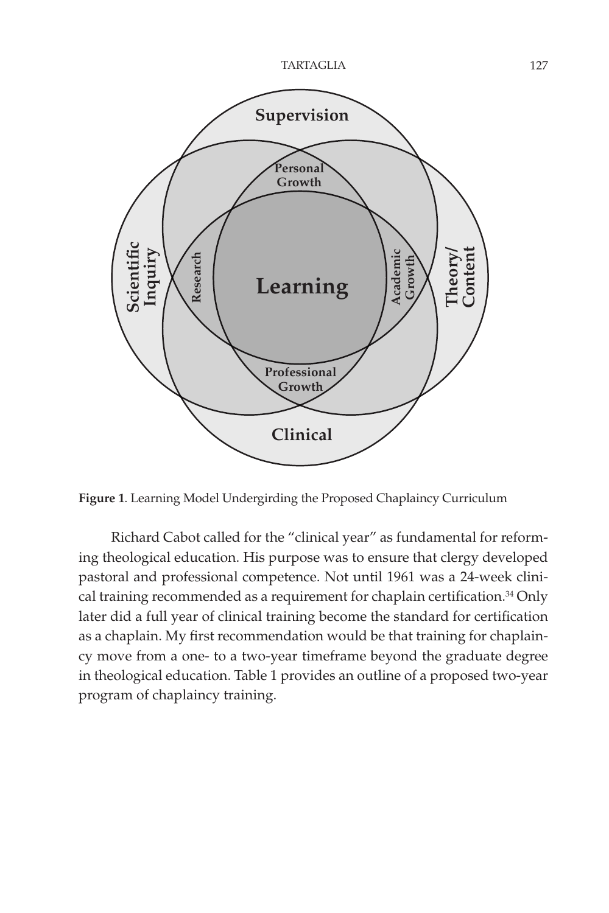**Figure 1**. Learning Model Undergirding the Proposed Chaplaincy Curriculum

Richard Cabot called for the "clinical year" as fundamental for reforming theological education. His purpose was to ensure that clergy developed pastoral and professional competence. Not until 1961 was a 24-week clinical training recommended as a requirement for chaplain certification.[34] Only later did a full year of clinical training become the standard for certification as a chaplain. My first recommendation would be that training for chaplaincy move from a one- to a two-year timeframe beyond the graduate degree in theological education. Table 1 provides an outline of a proposed two-year program of chaplaincy training.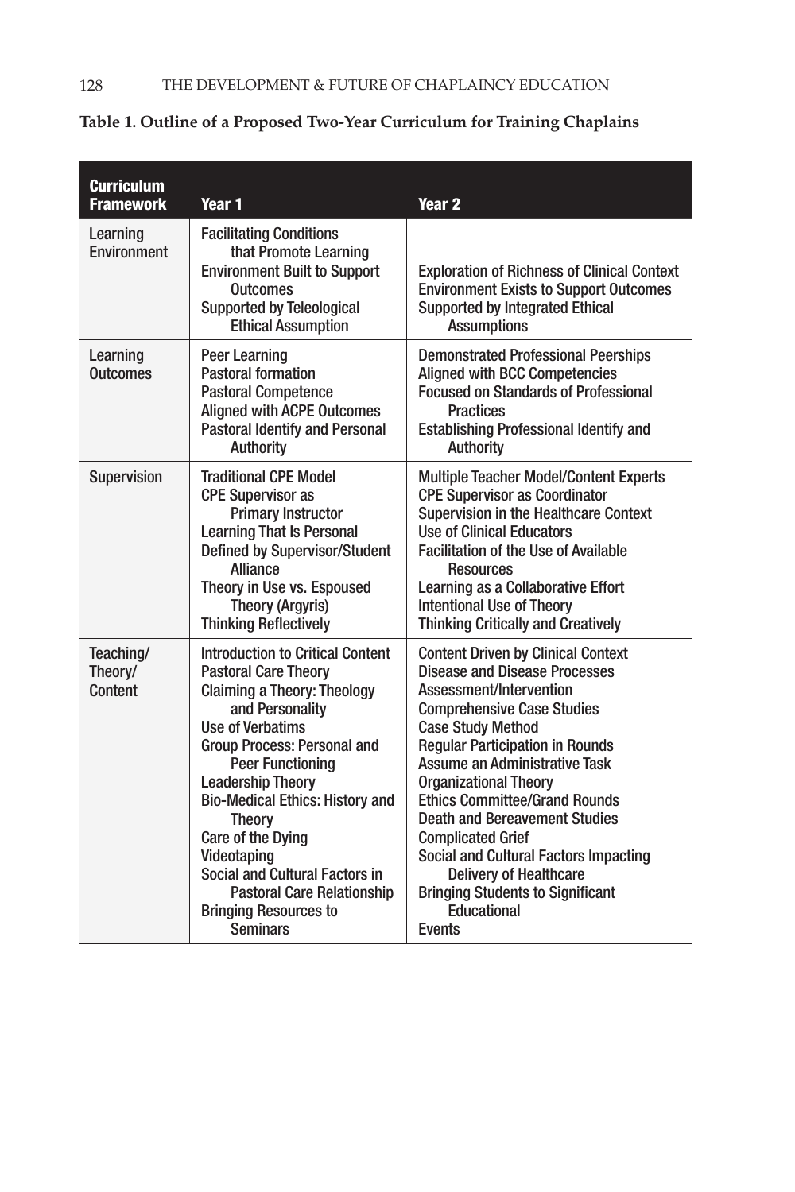**Table 1. Outline of a Proposed Two-Year Curriculum for Training Chaplains**

| Curriculum Framework | Year 1 | Year 2 |
|---|---|---|
| Learning Environment | Facilitating Conditions that Promote Learning<br>Environment Built to Support Outcomes<br>Supported by Teleological Ethical Assumption | Exploration of Richness of Clinical Context<br>Environment Exists to Support Outcomes<br>Supported by Integrated Ethical Assumptions |
| Learning Outcomes | Peer Learning<br>Pastoral formation<br>Pastoral Competence<br>Aligned with ACPE Outcomes<br>Pastoral Identify and Personal Authority | Demonstrated Professional Peerships<br>Aligned with BCC Competencies<br>Focused on Standards of Professional Practices<br>Establishing Professional Identify and Authority |
| Supervision | Traditional CPE Model<br>CPE Supervisor as Primary Instructor<br>Learning That Is Personal<br>Defined by Supervisor/Student Alliance<br>Theory in Use vs. Espoused Theory (Argyris)<br>Thinking Reflectively | Multiple Teacher Model/Content Experts<br>CPE Supervisor as Coordinator<br>Supervision in the Healthcare Context<br>Use of Clinical Educators<br>Facilitation of the Use of Available Resources<br>Learning as a Collaborative Effort<br>Intentional Use of Theory<br>Thinking Critically and Creatively |
| Teaching/ Theory/ Content | Introduction to Critical Content<br>Pastoral Care Theory<br>Claiming a Theory: Theology and Personality<br>Use of Verbatims<br>Group Process: Personal and Peer Functioning<br>Leadership Theory<br>Bio-Medical Ethics: History and Theory<br>Care of the Dying<br>Videotaping<br>Social and Cultural Factors in Pastoral Care Relationship<br>Bringing Resources to Seminars | Content Driven by Clinical Context<br>Disease and Disease Processes<br>Assessment/Intervention<br>Comprehensive Case Studies<br>Case Study Method<br>Regular Participation in Rounds<br>Assume an Administrative Task<br>Organizational Theory<br>Ethics Committee/Grand Rounds<br>Death and Bereavement Studies<br>Complicated Grief<br>Social and Cultural Factors Impacting Delivery of Healthcare<br>Bringing Students to Significant Educational Events |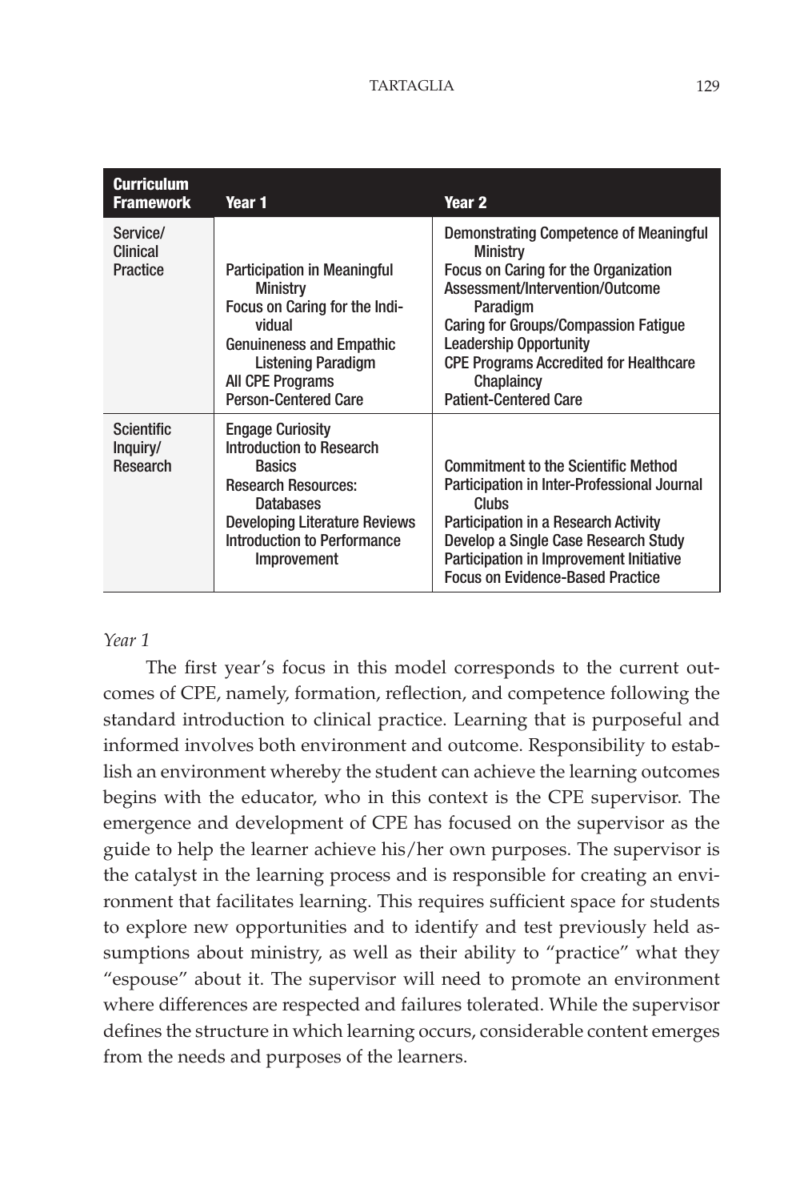| Curriculum Framework | Year 1 | Year 2 |
|---|---|---|
| Service/ Clinical Practice | Participation in Meaningful Ministry<br>Focus on Caring for the Individual<br>Genuineness and Empathic Listening Paradigm<br>All CPE Programs<br>Person-Centered Care | Demonstrating Competence of Meaningful Ministry<br>Focus on Caring for the Organization<br>Assessment/Intervention/Outcome Paradigm<br>Caring for Groups/Compassion Fatigue<br>Leadership Opportunity<br>CPE Programs Accredited for Healthcare Chaplaincy<br>Patient-Centered Care |
| Scientific Inquiry/ Research | Engage Curiosity<br>Introduction to Research Basics<br>Research Resources: Databases<br>Developing Literature Reviews<br>Introduction to Performance Improvement | Commitment to the Scientific Method<br>Participation in Inter-Professional Journal Clubs<br>Participation in a Research Activity<br>Develop a Single Case Research Study<br>Participation in Improvement Initiative<br>Focus on Evidence-Based Practice |

*Year 1*

The first year's focus in this model corresponds to the current outcomes of CPE, namely, formation, reflection, and competence following the standard introduction to clinical practice. Learning that is purposeful and informed involves both environment and outcome. Responsibility to establish an environment whereby the student can achieve the learning outcomes begins with the educator, who in this context is the CPE supervisor. The emergence and development of CPE has focused on the supervisor as the guide to help the learner achieve his/her own purposes. The supervisor is the catalyst in the learning process and is responsible for creating an environment that facilitates learning. This requires sufficient space for students to explore new opportunities and to identify and test previously held assumptions about ministry, as well as their ability to "practice" what they "espouse" about it. The supervisor will need to promote an environment where differences are respected and failures tolerated. While the supervisor defines the structure in which learning occurs, considerable content emerges from the needs and purposes of the learners.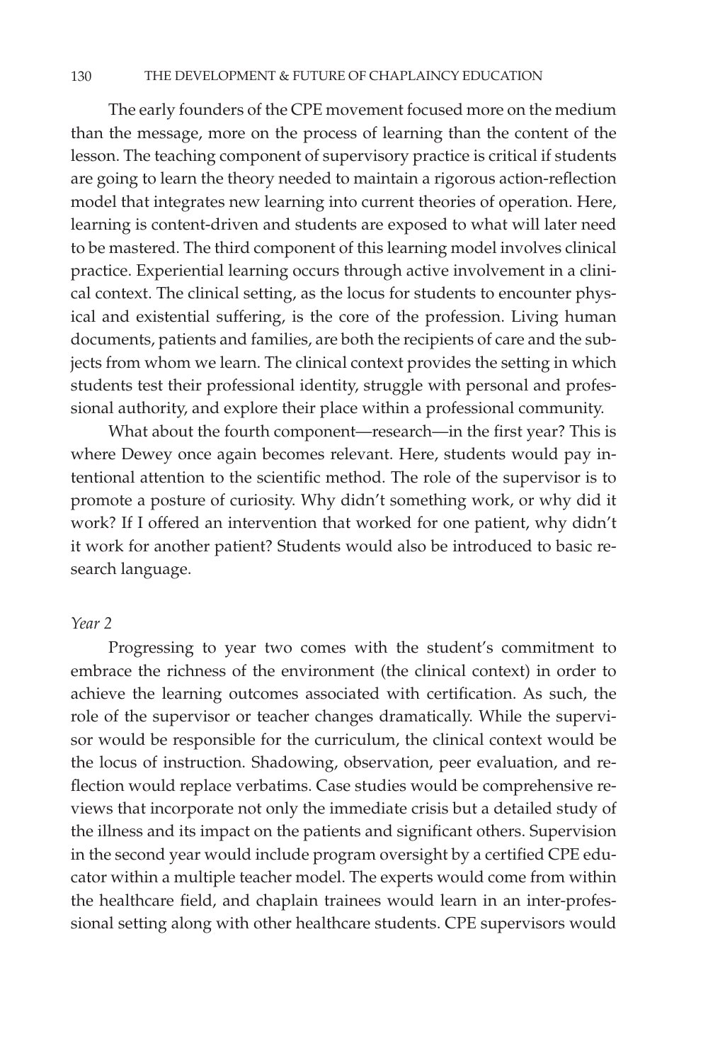The early founders of the CPE movement focused more on the medium than the message, more on the process of learning than the content of the lesson. The teaching component of supervisory practice is critical if students are going to learn the theory needed to maintain a rigorous action-reflection model that integrates new learning into current theories of operation. Here, learning is content-driven and students are exposed to what will later need to be mastered. The third component of this learning model involves clinical practice. Experiential learning occurs through active involvement in a clinical context. The clinical setting, as the locus for students to encounter physical and existential suffering, is the core of the profession. Living human documents, patients and families, are both the recipients of care and the subjects from whom we learn. The clinical context provides the setting in which students test their professional identity, struggle with personal and professional authority, and explore their place within a professional community.

What about the fourth component—research—in the first year? This is where Dewey once again becomes relevant. Here, students would pay intentional attention to the scientific method. The role of the supervisor is to promote a posture of curiosity. Why didn't something work, or why did it work? If I offered an intervention that worked for one patient, why didn't it work for another patient? Students would also be introduced to basic research language.

*Year 2*

Progressing to year two comes with the student's commitment to embrace the richness of the environment (the clinical context) in order to achieve the learning outcomes associated with certification. As such, the role of the supervisor or teacher changes dramatically. While the supervisor would be responsible for the curriculum, the clinical context would be the locus of instruction. Shadowing, observation, peer evaluation, and reflection would replace verbatims. Case studies would be comprehensive reviews that incorporate not only the immediate crisis but a detailed study of the illness and its impact on the patients and significant others. Supervision in the second year would include program oversight by a certified CPE educator within a multiple teacher model. The experts would come from within the healthcare field, and chaplain trainees would learn in an inter-professional setting along with other healthcare students. CPE supervisors would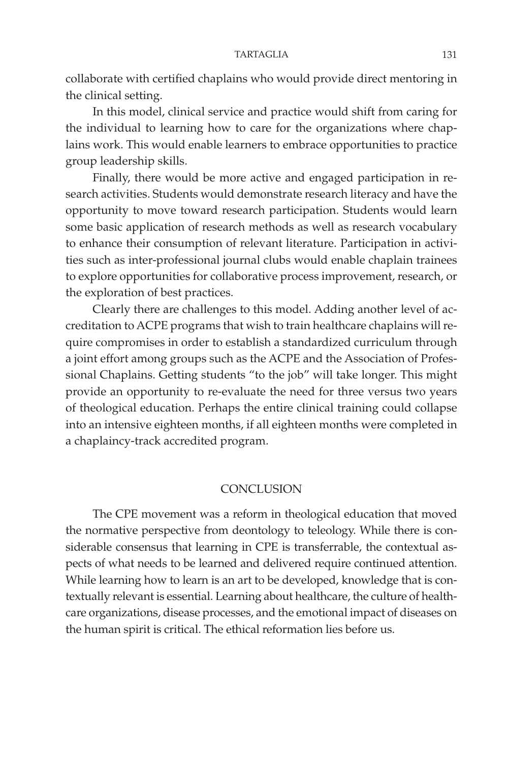collaborate with certified chaplains who would provide direct mentoring in the clinical setting.

In this model, clinical service and practice would shift from caring for the individual to learning how to care for the organizations where chaplains work. This would enable learners to embrace opportunities to practice group leadership skills.

Finally, there would be more active and engaged participation in research activities. Students would demonstrate research literacy and have the opportunity to move toward research participation. Students would learn some basic application of research methods as well as research vocabulary to enhance their consumption of relevant literature. Participation in activities such as inter-professional journal clubs would enable chaplain trainees to explore opportunities for collaborative process improvement, research, or the exploration of best practices.

Clearly there are challenges to this model. Adding another level of accreditation to ACPE programs that wish to train healthcare chaplains will require compromises in order to establish a standardized curriculum through a joint effort among groups such as the ACPE and the Association of Professional Chaplains. Getting students "to the job" will take longer. This might provide an opportunity to re-evaluate the need for three versus two years of theological education. Perhaps the entire clinical training could collapse into an intensive eighteen months, if all eighteen months were completed in a chaplaincy-track accredited program.

## CONCLUSION

The CPE movement was a reform in theological education that moved the normative perspective from deontology to teleology. While there is considerable consensus that learning in CPE is transferrable, the contextual aspects of what needs to be learned and delivered require continued attention. While learning how to learn is an art to be developed, knowledge that is contextually relevant is essential. Learning about healthcare, the culture of healthcare organizations, disease processes, and the emotional impact of diseases on the human spirit is critical. The ethical reformation lies before us.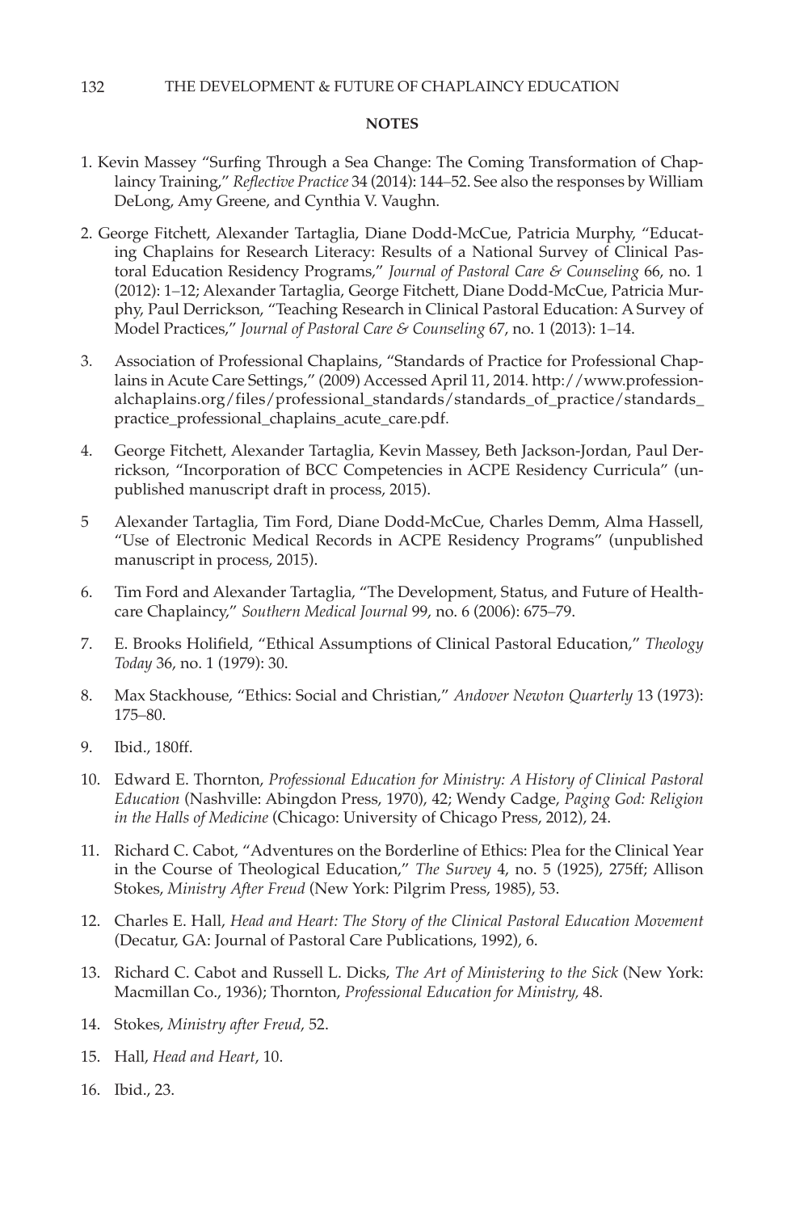**NOTES**

1. Kevin Massey "Surfing Through a Sea Change: The Coming Transformation of Chaplaincy Training," *Reflective Practice* 34 (2014): 144–52. See also the responses by William DeLong, Amy Greene, and Cynthia V. Vaughn.

2. George Fitchett, Alexander Tartaglia, Diane Dodd-McCue, Patricia Murphy, "Educating Chaplains for Research Literacy: Results of a National Survey of Clinical Pastoral Education Residency Programs," *Journal of Pastoral Care & Counseling* 66, no. 1 (2012): 1–12; Alexander Tartaglia, George Fitchett, Diane Dodd-McCue, Patricia Murphy, Paul Derrickson, "Teaching Research in Clinical Pastoral Education: A Survey of Model Practices," *Journal of Pastoral Care & Counseling* 67, no. 1 (2013): 1–14.

3. Association of Professional Chaplains, "Standards of Practice for Professional Chaplains in Acute Care Settings," (2009) Accessed April 11, 2014. http://www.professionalchaplains.org/files/professional_standards/standards_of_practice/standards_practice_professional_chaplains_acute_care.pdf.

4. George Fitchett, Alexander Tartaglia, Kevin Massey, Beth Jackson-Jordan, Paul Derrickson, "Incorporation of BCC Competencies in ACPE Residency Curricula" (unpublished manuscript draft in process, 2015).

5 Alexander Tartaglia, Tim Ford, Diane Dodd-McCue, Charles Demm, Alma Hassell, "Use of Electronic Medical Records in ACPE Residency Programs" (unpublished manuscript in process, 2015).

6. Tim Ford and Alexander Tartaglia, "The Development, Status, and Future of Healthcare Chaplaincy," *Southern Medical Journal* 99, no. 6 (2006): 675–79.

7. E. Brooks Holifield, "Ethical Assumptions of Clinical Pastoral Education," *Theology Today* 36, no. 1 (1979): 30.

8. Max Stackhouse, "Ethics: Social and Christian," *Andover Newton Quarterly* 13 (1973): 175–80.

9. Ibid., 180ff.

10. Edward E. Thornton, *Professional Education for Ministry: A History of Clinical Pastoral Education* (Nashville: Abingdon Press, 1970), 42; Wendy Cadge, *Paging God: Religion in the Halls of Medicine* (Chicago: University of Chicago Press, 2012), 24.

11. Richard C. Cabot, "Adventures on the Borderline of Ethics: Plea for the Clinical Year in the Course of Theological Education," *The Survey* 4, no. 5 (1925), 275ff; Allison Stokes, *Ministry After Freud* (New York: Pilgrim Press, 1985), 53.

12. Charles E. Hall, *Head and Heart: The Story of the Clinical Pastoral Education Movement* (Decatur, GA: Journal of Pastoral Care Publications, 1992), 6.

13. Richard C. Cabot and Russell L. Dicks, *The Art of Ministering to the Sick* (New York: Macmillan Co., 1936); Thornton, *Professional Education for Ministry*, 48.

14. Stokes, *Ministry after Freud*, 52.

15. Hall, *Head and Heart*, 10.

16. Ibid., 23.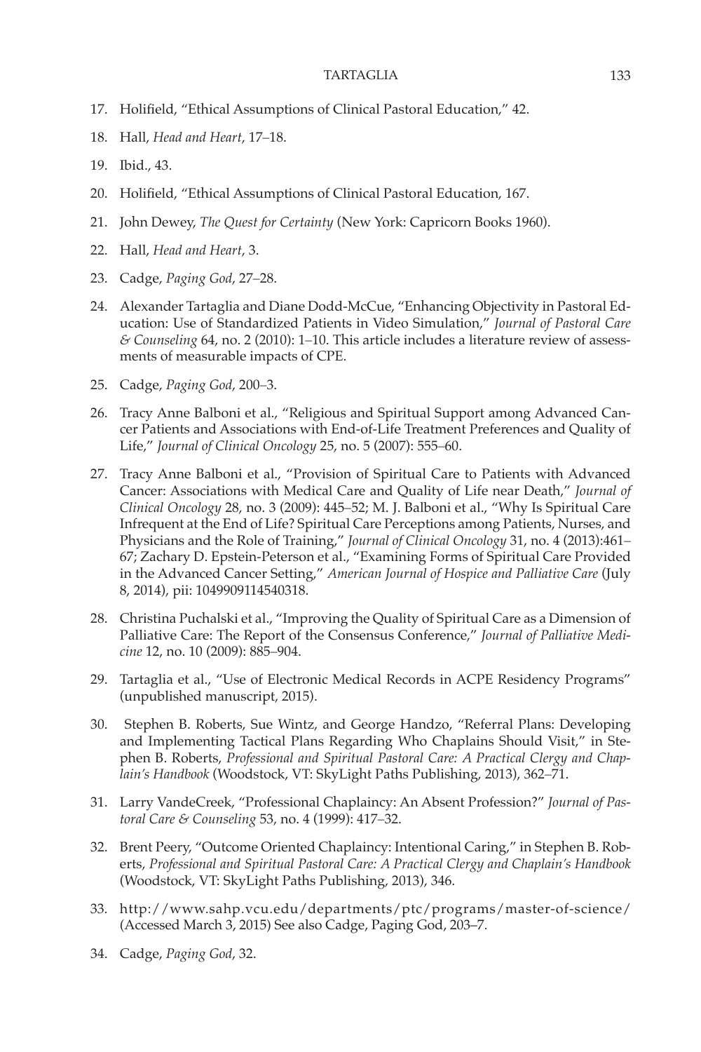17. Holifield, "Ethical Assumptions of Clinical Pastoral Education," 42.

18. Hall, *Head and Heart*, 17–18.

19. Ibid., 43.

20. Holifield, "Ethical Assumptions of Clinical Pastoral Education, 167.

21. John Dewey, *The Quest for Certainty* (New York: Capricorn Books 1960).

22. Hall, *Head and Heart*, 3.

23. Cadge, *Paging God*, 27–28.

24. Alexander Tartaglia and Diane Dodd-McCue, "Enhancing Objectivity in Pastoral Education: Use of Standardized Patients in Video Simulation," *Journal of Pastoral Care & Counseling* 64, no. 2 (2010): 1–10. This article includes a literature review of assessments of measurable impacts of CPE.

25. Cadge, *Paging God*, 200–3.

26. Tracy Anne Balboni et al., "Religious and Spiritual Support among Advanced Cancer Patients and Associations with End-of-Life Treatment Preferences and Quality of Life," *Journal of Clinical Oncology* 25, no. 5 (2007): 555–60.

27. Tracy Anne Balboni et al., "Provision of Spiritual Care to Patients with Advanced Cancer: Associations with Medical Care and Quality of Life near Death," *Journal of Clinical Oncology* 28, no. 3 (2009): 445–52; M. J. Balboni et al., "Why Is Spiritual Care Infrequent at the End of Life? Spiritual Care Perceptions among Patients, Nurses, and Physicians and the Role of Training," *Journal of Clinical Oncology* 31, no. 4 (2013):461–67; Zachary D. Epstein-Peterson et al., "Examining Forms of Spiritual Care Provided in the Advanced Cancer Setting," *American Journal of Hospice and Palliative Care* (July 8, 2014), pii: 1049909114540318.

28. Christina Puchalski et al., "Improving the Quality of Spiritual Care as a Dimension of Palliative Care: The Report of the Consensus Conference," *Journal of Palliative Medicine* 12, no. 10 (2009): 885–904.

29. Tartaglia et al., "Use of Electronic Medical Records in ACPE Residency Programs" (unpublished manuscript, 2015).

30. Stephen B. Roberts, Sue Wintz, and George Handzo, "Referral Plans: Developing and Implementing Tactical Plans Regarding Who Chaplains Should Visit," in Stephen B. Roberts, *Professional and Spiritual Pastoral Care: A Practical Clergy and Chaplain's Handbook* (Woodstock, VT: SkyLight Paths Publishing, 2013), 362–71.

31. Larry VandeCreek, "Professional Chaplaincy: An Absent Profession?" *Journal of Pastoral Care & Counseling* 53, no. 4 (1999): 417–32.

32. Brent Peery, "Outcome Oriented Chaplaincy: Intentional Caring," in Stephen B. Roberts, *Professional and Spiritual Pastoral Care: A Practical Clergy and Chaplain's Handbook* (Woodstock, VT: SkyLight Paths Publishing, 2013), 346.

33. http://www.sahp.vcu.edu/departments/ptc/programs/master-of-science/ (Accessed March 3, 2015) See also Cadge, Paging God, 203–7.

34. Cadge, *Paging God*, 32.